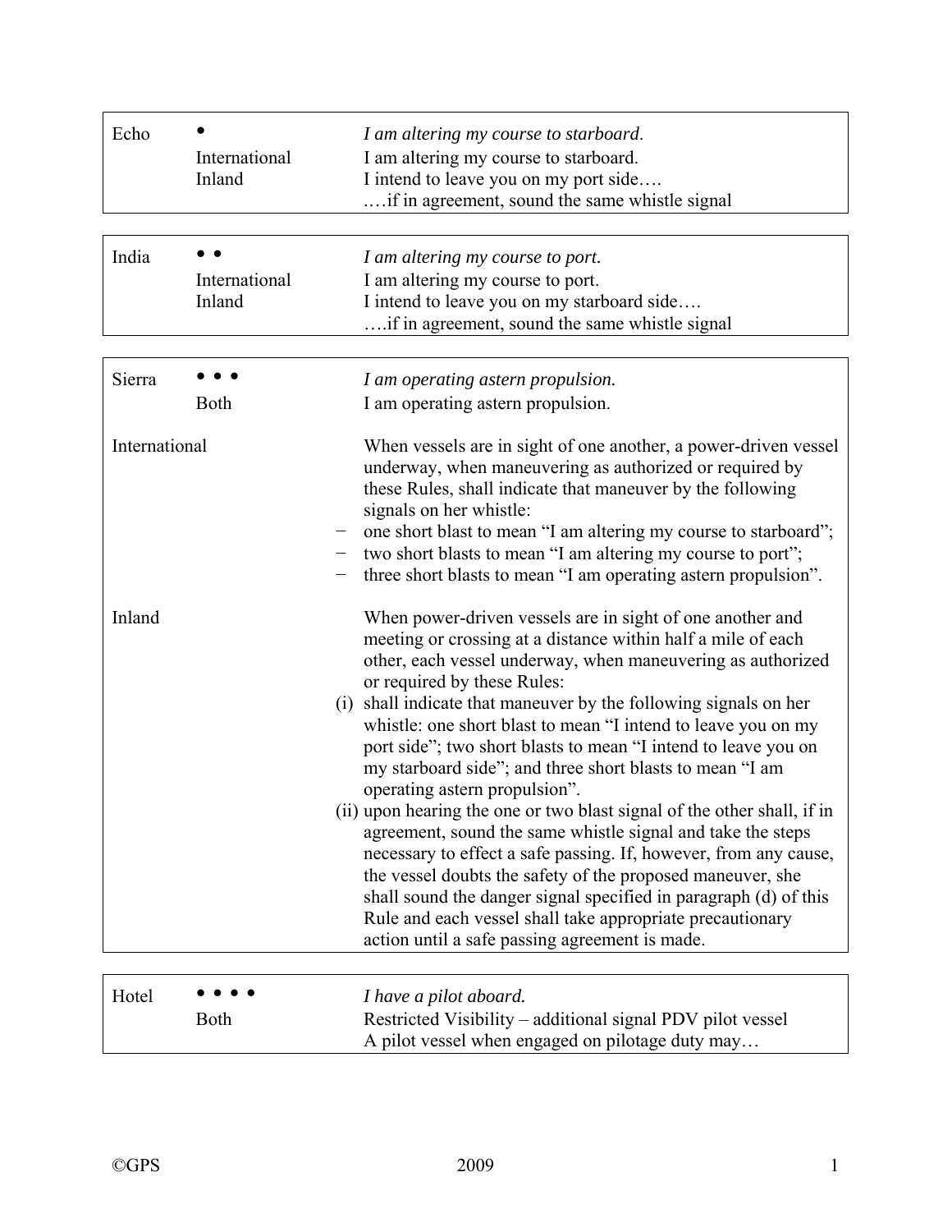| | | |
|---|---|---|
| Echo | • | *I am altering my course to starboard.* |
| | International | I am altering my course to starboard. |
| | Inland | I intend to leave you on my port side….<br>….if in agreement, sound the same whistle signal |

| | | |
|---|---|---|
| India | • • | *I am altering my course to port.* |
| | International | I am altering my course to port. |
| | Inland | I intend to leave you on my starboard side….<br>….if in agreement, sound the same whistle signal |

| | | |
|---|---|---|
| Sierra | • • • | *I am operating astern propulsion.* |
| | Both | I am operating astern propulsion. |
| International | | When vessels are in sight of one another, a power-driven vessel underway, when maneuvering as authorized or required by these Rules, shall indicate that maneuver by the following signals on her whistle:<br>− one short blast to mean "I am altering my course to starboard";<br>− two short blasts to mean "I am altering my course to port";<br>− three short blasts to mean "I am operating astern propulsion". |
| Inland | | When power-driven vessels are in sight of one another and meeting or crossing at a distance within half a mile of each other, each vessel underway, when maneuvering as authorized or required by these Rules:<br>(i) shall indicate that maneuver by the following signals on her whistle: one short blast to mean "I intend to leave you on my port side"; two short blasts to mean "I intend to leave you on my starboard side"; and three short blasts to mean "I am operating astern propulsion".<br>(ii) upon hearing the one or two blast signal of the other shall, if in agreement, sound the same whistle signal and take the steps necessary to effect a safe passing. If, however, from any cause, the vessel doubts the safety of the proposed maneuver, she shall sound the danger signal specified in paragraph (d) of this Rule and each vessel shall take appropriate precautionary action until a safe passing agreement is made. |

| | | |
|---|---|---|
| Hotel | • • • • | *I have a pilot aboard.* |
| | Both | Restricted Visibility – additional signal PDV pilot vessel<br>A pilot vessel when engaged on pilotage duty may… |

©GPS 2009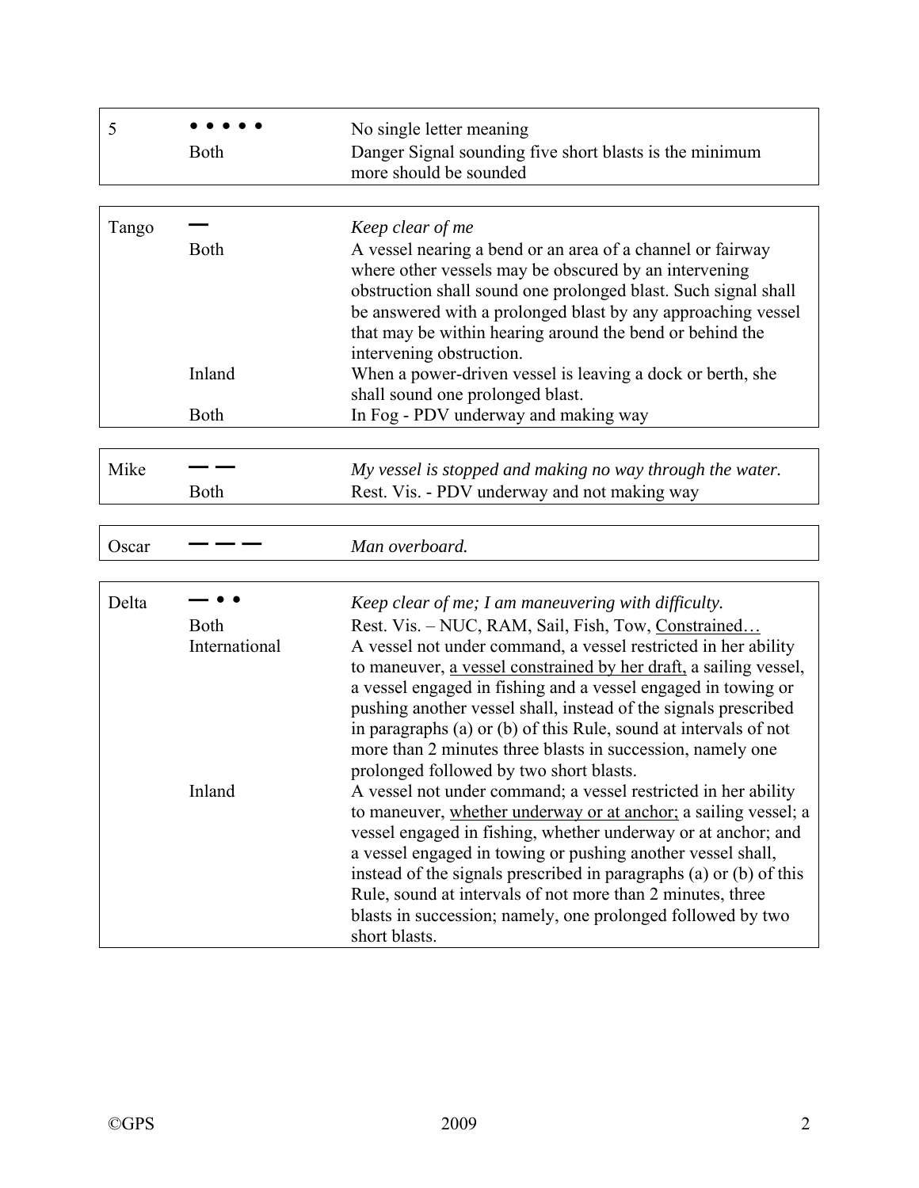| | | |
|---|---|---|
| 5 | • • • • • | No single letter meaning |
| | Both | Danger Signal sounding five short blasts is the minimum more should be sounded |

| | | |
|---|---|---|
| Tango | — | *Keep clear of me* |
| | Both | A vessel nearing a bend or an area of a channel or fairway where other vessels may be obscured by an intervening obstruction shall sound one prolonged blast. Such signal shall be answered with a prolonged blast by any approaching vessel that may be within hearing around the bend or behind the intervening obstruction. |
| | Inland | When a power-driven vessel is leaving a dock or berth, she shall sound one prolonged blast. |
| | Both | In Fog - PDV underway and making way |

| | | |
|---|---|---|
| Mike | — — | *My vessel is stopped and making no way through the water.* |
| | Both | Rest. Vis. - PDV underway and not making way |

| | | |
|---|---|---|
| Oscar | — — — | *Man overboard.* |

| | | |
|---|---|---|
| Delta | — • • | *Keep clear of me; I am maneuvering with difficulty.* |
| | Both | Rest. Vis. – NUC, RAM, Sail, Fish, Tow, <u>Constrained…</u> |
| | International | A vessel not under command, a vessel restricted in her ability to maneuver, <u>a vessel constrained by her draft,</u> a sailing vessel, a vessel engaged in fishing and a vessel engaged in towing or pushing another vessel shall, instead of the signals prescribed in paragraphs (a) or (b) of this Rule, sound at intervals of not more than 2 minutes three blasts in succession, namely one prolonged followed by two short blasts. |
| | Inland | A vessel not under command; a vessel restricted in her ability to maneuver, <u>whether underway or at anchor;</u> a sailing vessel; a vessel engaged in fishing, whether underway or at anchor; and a vessel engaged in towing or pushing another vessel shall, instead of the signals prescribed in paragraphs (a) or (b) of this Rule, sound at intervals of not more than 2 minutes, three blasts in succession; namely, one prolonged followed by two short blasts. |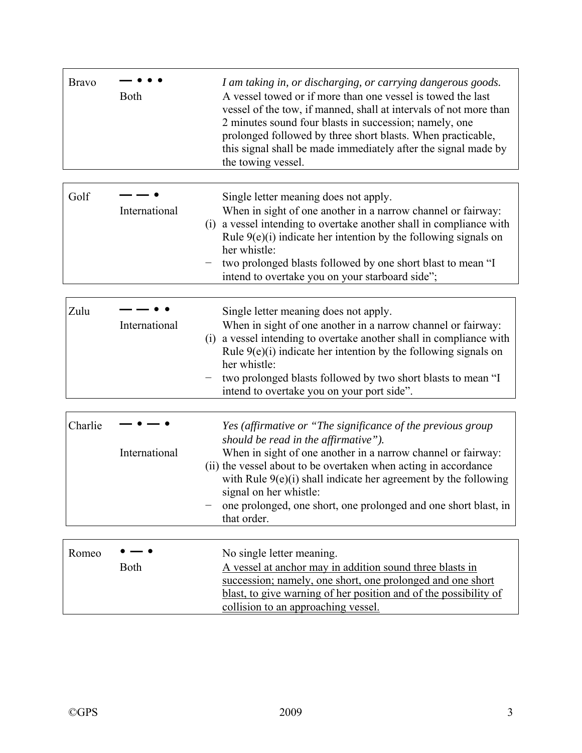| | | |
|---|---|---|
| Bravo | — • • •<br>Both | *I am taking in, or discharging, or carrying dangerous goods.*<br>A vessel towed or if more than one vessel is towed the last vessel of the tow, if manned, shall at intervals of not more than 2 minutes sound four blasts in succession; namely, one prolonged followed by three short blasts. When practicable, this signal shall be made immediately after the signal made by the towing vessel. |

| | | |
|---|---|---|
| Golf | — — •<br>International | Single letter meaning does not apply.<br>When in sight of one another in a narrow channel or fairway:<br>(i) a vessel intending to overtake another shall in compliance with Rule 9(e)(i) indicate her intention by the following signals on her whistle:<br>− two prolonged blasts followed by one short blast to mean "I intend to overtake you on your starboard side"; |

| | | |
|---|---|---|
| Zulu | — — • •<br>International | Single letter meaning does not apply.<br>When in sight of one another in a narrow channel or fairway:<br>(i) a vessel intending to overtake another shall in compliance with Rule 9(e)(i) indicate her intention by the following signals on her whistle:<br>− two prolonged blasts followed by two short blasts to mean "I intend to overtake you on your port side". |

| | | |
|---|---|---|
| Charlie | — • — •<br>International | *Yes (affirmative or "The significance of the previous group should be read in the affirmative").*<br>When in sight of one another in a narrow channel or fairway:<br>(ii) the vessel about to be overtaken when acting in accordance with Rule 9(e)(i) shall indicate her agreement by the following signal on her whistle:<br>− one prolonged, one short, one prolonged and one short blast, in that order. |

| | | |
|---|---|---|
| Romeo | • — •<br>Both | No single letter meaning.<br><u>A vessel at anchor may in addition sound three blasts in succession; namely, one short, one prolonged and one short blast, to give warning of her position and of the possibility of collision to an approaching vessel.</u> |

©GPS 2009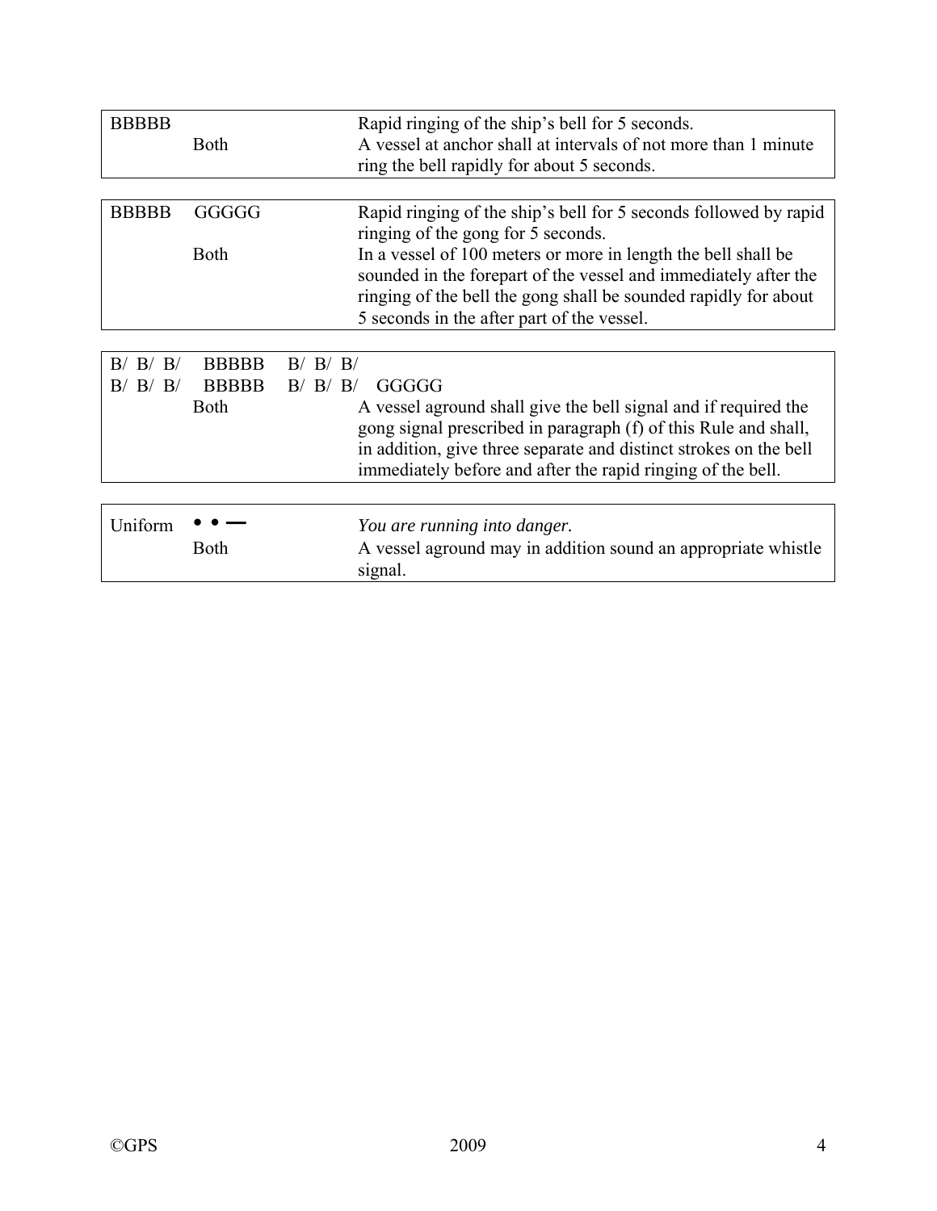| | | |
|---|---|---|
| BBBBB | | Rapid ringing of the ship's bell for 5 seconds. |
| | Both | A vessel at anchor shall at intervals of not more than 1 minute ring the bell rapidly for about 5 seconds. |

| | | |
|---|---|---|
| BBBBB | GGGGG | Rapid ringing of the ship's bell for 5 seconds followed by rapid ringing of the gong for 5 seconds. |
| | Both | In a vessel of 100 meters or more in length the bell shall be sounded in the forepart of the vessel and immediately after the ringing of the bell the gong shall be sounded rapidly for about 5 seconds in the after part of the vessel. |

| | | |
|---|---|---|
| B/ B/ B/ | BBBBB B/ B/ B/ | |
| B/ B/ B/ | BBBBB B/ B/ B/ GGGGG | |
| | Both | A vessel aground shall give the bell signal and if required the gong signal prescribed in paragraph (f) of this Rule and shall, in addition, give three separate and distinct strokes on the bell immediately before and after the rapid ringing of the bell. |

| | | |
|---|---|---|
| Uniform | • • — | *You are running into danger.* |
| | Both | A vessel aground may in addition sound an appropriate whistle signal. |